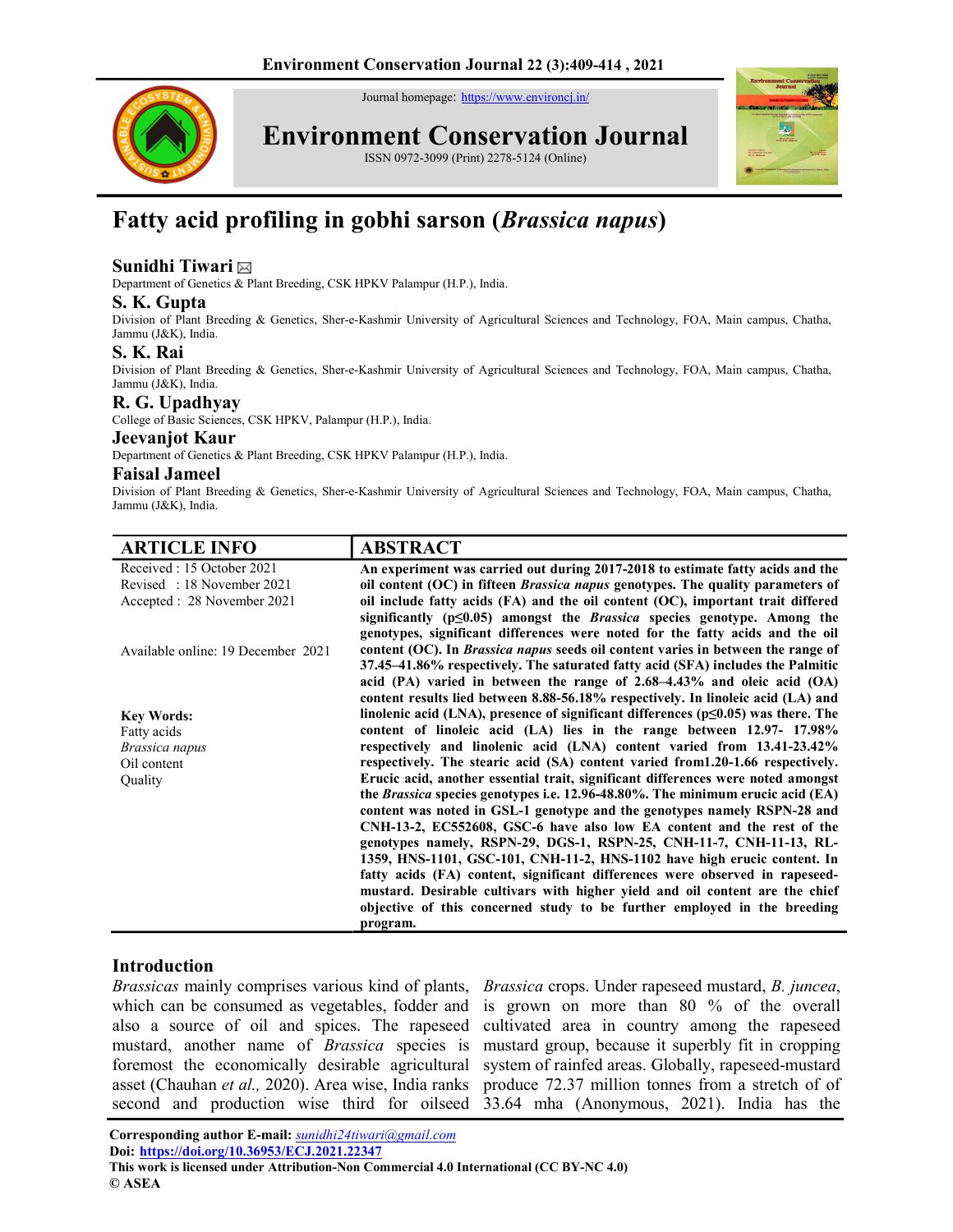# Fatty acid profiling in gobhi sarson (*Brassica napus*)

**Sunidhi Tiwari** ✉
Department of Genetics & Plant Breeding, CSK HPKV Palampur (H.P.), India.

**S. K. Gupta**
Division of Plant Breeding & Genetics, Sher-e-Kashmir University of Agricultural Sciences and Technology, FOA, Main campus, Chatha, Jammu (J&K), India.

**S. K. Rai**
Division of Plant Breeding & Genetics, Sher-e-Kashmir University of Agricultural Sciences and Technology, FOA, Main campus, Chatha, Jammu (J&K), India.

**R. G. Upadhyay**
College of Basic Sciences, CSK HPKV, Palampur (H.P.), India.

**Jeevanjot Kaur**
Department of Genetics & Plant Breeding, CSK HPKV Palampur (H.P.), India.

**Faisal Jameel**
Division of Plant Breeding & Genetics, Sher-e-Kashmir University of Agricultural Sciences and Technology, FOA, Main campus, Chatha, Jammu (J&K), India.

## ARTICLE INFO

Received : 15 October 2021
Revised : 18 November 2021
Accepted : 28 November 2021

Available online: 19 December 2021

**Key Words:**
Fatty acids
*Brassica napus*
Oil content
Quality

## ABSTRACT

**An experiment was carried out during 2017-2018 to estimate fatty acids and the oil content (OC) in fifteen *Brassica napus* genotypes. The quality parameters of oil include fatty acids (FA) and the oil content (OC), important trait differed significantly ($p \leq 0.05$) amongst the *Brassica* species genotype. Among the genotypes, significant differences were noted for the fatty acids and the oil content (OC). In *Brassica napus* seeds oil content varies in between the range of 37.45–41.86% respectively. The saturated fatty acid (SFA) includes the Palmitic acid (PA) varied in between the range of 2.68–4.43% and oleic acid (OA) content results lied between 8.88-56.18% respectively. In linoleic acid (LA) and linolenic acid (LNA), presence of significant differences ($p \leq 0.05$) was there. The content of linoleic acid (LA) lies in the range between 12.97- 17.98% respectively and linolenic acid (LNA) content varied from 13.41-23.42% respectively. The stearic acid (SA) content varied from1.20-1.66 respectively. Erucic acid, another essential trait, significant differences were noted amongst the *Brassica* species genotypes i.e. 12.96-48.80%. The minimum erucic acid (EA) content was noted in GSL-1 genotype and the genotypes namely RSPN-28 and CNH-13-2, EC552608, GSC-6 have also low EA content and the rest of the genotypes namely, RSPN-29, DGS-1, RSPN-25, CNH-11-7, CNH-11-13, RL-1359, HNS-1101, GSC-101, CNH-11-2, HNS-1102 have high erucic content. In fatty acids (FA) content, significant differences were observed in rapeseed-mustard. Desirable cultivars with higher yield and oil content are the chief objective of this concerned study to be further employed in the breeding program.**

## Introduction

*Brassicas* mainly comprises various kind of plants, which can be consumed as vegetables, fodder and also a source of oil and spices. The rapeseed mustard, another name of *Brassica* species is foremost the economically desirable agricultural asset (Chauhan *et al.,* 2020). Area wise, India ranks second and production wise third for oilseed *Brassica* crops. Under rapeseed mustard, *B. juncea*, is grown on more than 80 % of the overall cultivated area in country among the rapeseed mustard group, because it superbly fit in cropping system of rainfed areas. Globally, rapeseed-mustard produce 72.37 million tonnes from a stretch of of 33.64 mha (Anonymous, 2021). India has the

**Corresponding author E-mail:** *sunidhi24tiwari@gmail.com*
**Doi: https://doi.org/10.36953/ECJ.2021.22347**
**This work is licensed under Attribution-Non Commercial 4.0 International (CC BY-NC 4.0)**
**© ASEA**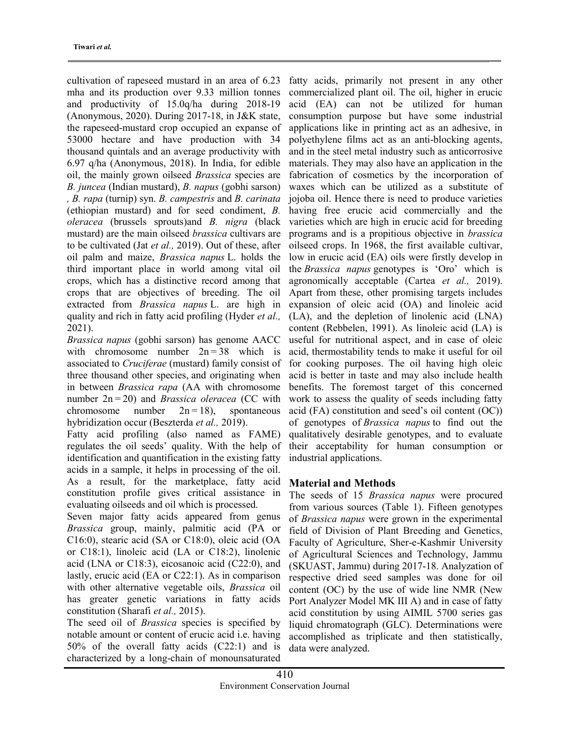cultivation of rapeseed mustard in an area of 6.23 mha and its production over 9.33 million tonnes and productivity of 15.0q/ha during 2018-19 (Anonymous, 2020). During 2017-18, in J&K state, the rapeseed-mustard crop occupied an expanse of 53000 hectare and have production with 34 thousand quintals and an average productivity with 6.97 q/ha (Anonymous, 2018). In India, for edible oil, the mainly grown oilseed *Brassica* species are *B. juncea* (Indian mustard), *B. napus* (gobhi sarson) *, B. rapa* (turnip) syn. *B. campestris* and *B. carinata* (ethiopian mustard) and for seed condiment, *B. oleracea* (brussels sprouts)and *B. nigra* (black mustard) are the main oilseed *brassica* cultivars are to be cultivated (Jat *et al.,* 2019). Out of these, after oil palm and maize, *Brassica napus* L. holds the third important place in world among vital oil crops, which has a distinctive record among that crops that are objectives of breeding. The oil extracted from *Brassica napus* L. are high in quality and rich in fatty acid profiling (Hyder *et al.,* 2021).

*Brassica napus* (gobhi sarson) has genome AACC with chromosome number $2n = 38$ which is associated to *Cruciferae* (mustard) family consist of three thousand other species, and originating when in between *Brassica rapa* (AA with chromosome number $2n = 20$) and *Brassica oleracea* (CC with chromosome number $2n = 18$), spontaneous hybridization occur (Beszterda *et al.,* 2019).

Fatty acid profiling (also named as FAME) regulates the oil seeds' quality. With the help of identification and quantification in the existing fatty acids in a sample, it helps in processing of the oil. As a result, for the marketplace, fatty acid constitution profile gives critical assistance in evaluating oilseeds and oil which is processed.

Seven major fatty acids appeared from genus *Brassica* group, mainly, palmitic acid (PA or C16:0), stearic acid (SA or C18:0), oleic acid (OA or C18:1), linoleic acid (LA or C18:2), linolenic acid (LNA or C18:3), eicosanoic acid (C22:0), and lastly, erucic acid (EA or C22:1). As in comparison with other alternative vegetable oils, *Brassica* oil has greater genetic variations in fatty acids constitution (Sharafi *et al.,* 2015).

The seed oil of *Brassica* species is specified by notable amount or content of erucic acid i.e. having 50% of the overall fatty acids (C22:1) and is characterized by a long-chain of monounsaturated fatty acids, primarily not present in any other commercialized plant oil. The oil, higher in erucic acid (EA) can not be utilized for human consumption purpose but have some industrial applications like in printing act as an adhesive, in polyethylene films act as an anti-blocking agents, and in the steel metal industry such as anticorrosive materials. They may also have an application in the fabrication of cosmetics by the incorporation of waxes which can be utilized as a substitute of jojoba oil. Hence there is need to produce varieties having free erucic acid commercially and the varieties which are high in erucic acid for breeding programs and is a propitious objective in *brassica* oilseed crops. In 1968, the first available cultivar, low in erucic acid (EA) oils were firstly develop in the *Brassica napus* genotypes is 'Oro' which is agronomically acceptable (Cartea *et al.,* 2019). Apart from these, other promising targets includes expansion of oleic acid (OA) and linoleic acid (LA), and the depletion of linolenic acid (LNA) content (Rebbelen, 1991). As linoleic acid (LA) is useful for nutritional aspect, and in case of oleic acid, thermostability tends to make it useful for oil for cooking purposes. The oil having high oleic acid is better in taste and may also include health benefits. The foremost target of this concerned work to assess the quality of seeds including fatty acid (FA) constitution and seed's oil content (OC)) of genotypes of *Brassica napus* to find out the qualitatively desirable genotypes, and to evaluate their acceptability for human consumption or industrial applications.

## Material and Methods

The seeds of 15 *Brassica napus* were procured from various sources (Table 1). Fifteen genotypes of *Brassica napus* were grown in the experimental field of Division of Plant Breeding and Genetics, Faculty of Agriculture, Sher-e-Kashmir University of Agricultural Sciences and Technology, Jammu (SKUAST, Jammu) during 2017-18. Analyzation of respective dried seed samples was done for oil content (OC) by the use of wide line NMR (New Port Analyzer Model MK III A) and in case of fatty acid constitution by using AIMIL 5700 series gas liquid chromatograph (GLC). Determinations were accomplished as triplicate and then statistically, data were analyzed.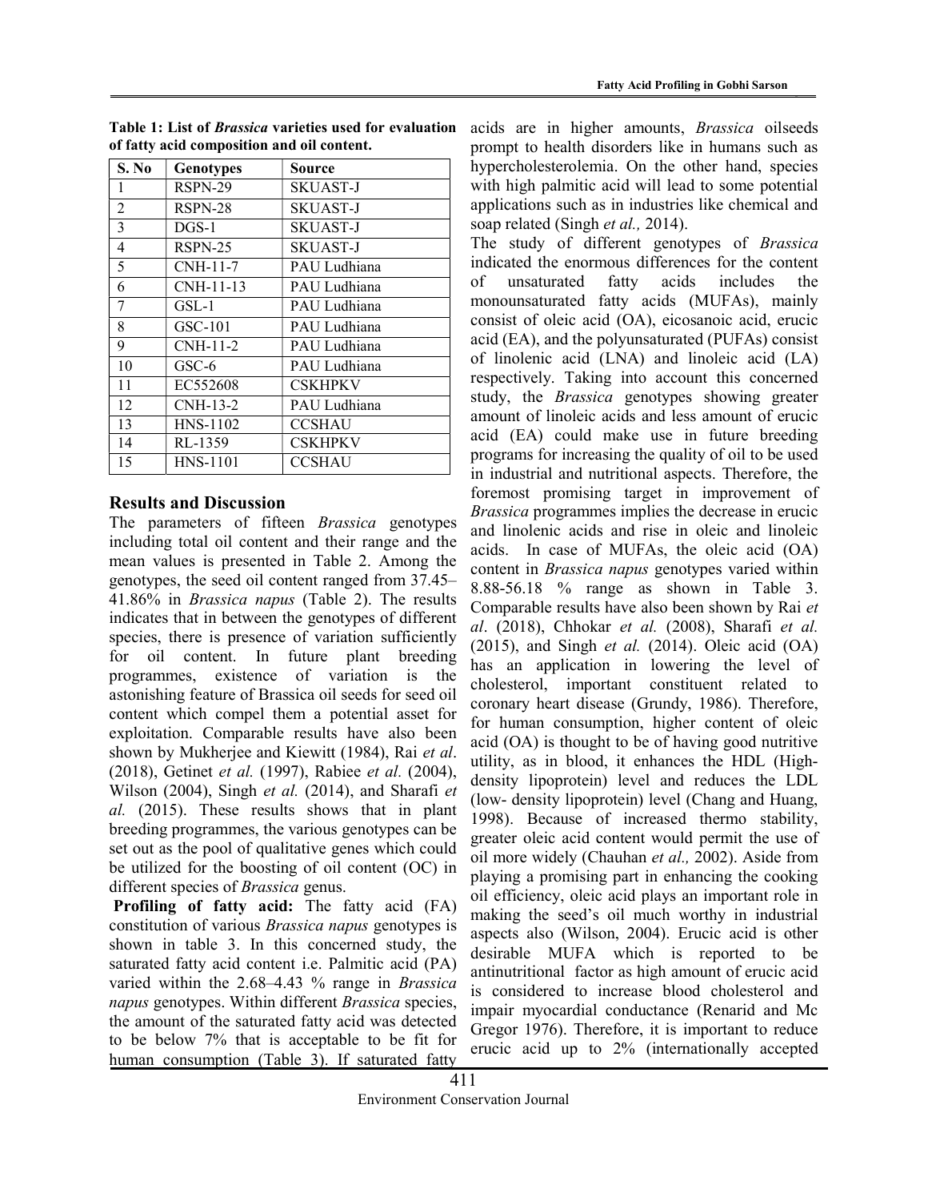**Table 1: List of *Brassica* varieties used for evaluation of fatty acid composition and oil content.**

| S. No | Genotypes | Source |
|---|---|---|
| 1 | RSPN-29 | SKUAST-J |
| 2 | RSPN-28 | SKUAST-J |
| 3 | DGS-1 | SKUAST-J |
| 4 | RSPN-25 | SKUAST-J |
| 5 | CNH-11-7 | PAU Ludhiana |
| 6 | CNH-11-13 | PAU Ludhiana |
| 7 | GSL-1 | PAU Ludhiana |
| 8 | GSC-101 | PAU Ludhiana |
| 9 | CNH-11-2 | PAU Ludhiana |
| 10 | GSC-6 | PAU Ludhiana |
| 11 | EC552608 | CSKHPKV |
| 12 | CNH-13-2 | PAU Ludhiana |
| 13 | HNS-1102 | CCSHAU |
| 14 | RL-1359 | CSKHPKV |
| 15 | HNS-1101 | CCSHAU |

## Results and Discussion

The parameters of fifteen *Brassica* genotypes including total oil content and their range and the mean values is presented in Table 2. Among the genotypes, the seed oil content ranged from 37.45–41.86% in *Brassica napus* (Table 2). The results indicates that in between the genotypes of different species, there is presence of variation sufficiently for oil content. In future plant breeding programmes, existence of variation is the astonishing feature of Brassica oil seeds for seed oil content which compel them a potential asset for exploitation. Comparable results have also been shown by Mukherjee and Kiewitt (1984), Rai *et al*. (2018), Getinet *et al.* (1997), Rabiee *et al.* (2004), Wilson (2004), Singh *et al.* (2014), and Sharafi *et al.* (2015). These results shows that in plant breeding programmes, the various genotypes can be set out as the pool of qualitative genes which could be utilized for the boosting of oil content (OC) in different species of *Brassica* genus.

**Profiling of fatty acid:** The fatty acid (FA) constitution of various *Brassica napus* genotypes is shown in table 3. In this concerned study, the saturated fatty acid content i.e. Palmitic acid (PA) varied within the 2.68–4.43 % range in *Brassica napus* genotypes. Within different *Brassica* species, the amount of the saturated fatty acid was detected to be below 7% that is acceptable to be fit for human consumption (Table 3). If saturated fatty acids are in higher amounts, *Brassica* oilseeds prompt to health disorders like in humans such as hypercholesterolemia. On the other hand, species with high palmitic acid will lead to some potential applications such as in industries like chemical and soap related (Singh *et al.,* 2014).

The study of different genotypes of *Brassica* indicated the enormous differences for the content of unsaturated fatty acids includes the monounsaturated fatty acids (MUFAs), mainly consist of oleic acid (OA), eicosanoic acid, erucic acid (EA), and the polyunsaturated (PUFAs) consist of linolenic acid (LNA) and linoleic acid (LA) respectively. Taking into account this concerned study, the *Brassica* genotypes showing greater amount of linoleic acids and less amount of erucic acid (EA) could make use in future breeding programs for increasing the quality of oil to be used in industrial and nutritional aspects. Therefore, the foremost promising target in improvement of *Brassica* programmes implies the decrease in erucic and linolenic acids and rise in oleic and linoleic acids. In case of MUFAs, the oleic acid (OA) content in *Brassica napus* genotypes varied within 8.88-56.18 % range as shown in Table 3. Comparable results have also been shown by Rai *et al*. (2018), Chhokar *et al.* (2008), Sharafi *et al.* (2015), and Singh *et al.* (2014). Oleic acid (OA) has an application in lowering the level of cholesterol, important constituent related to coronary heart disease (Grundy, 1986). Therefore, for human consumption, higher content of oleic acid (OA) is thought to be of having good nutritive utility, as in blood, it enhances the HDL (High-density lipoprotein) level and reduces the LDL (low- density lipoprotein) level (Chang and Huang, 1998). Because of increased thermo stability, greater oleic acid content would permit the use of oil more widely (Chauhan *et al.,* 2002). Aside from playing a promising part in enhancing the cooking oil efficiency, oleic acid plays an important role in making the seed's oil much worthy in industrial aspects also (Wilson, 2004). Erucic acid is other desirable MUFA which is reported to be antinutritional factor as high amount of erucic acid is considered to increase blood cholesterol and impair myocardial conductance (Renarid and Mc Gregor 1976). Therefore, it is important to reduce erucic acid up to 2% (internationally accepted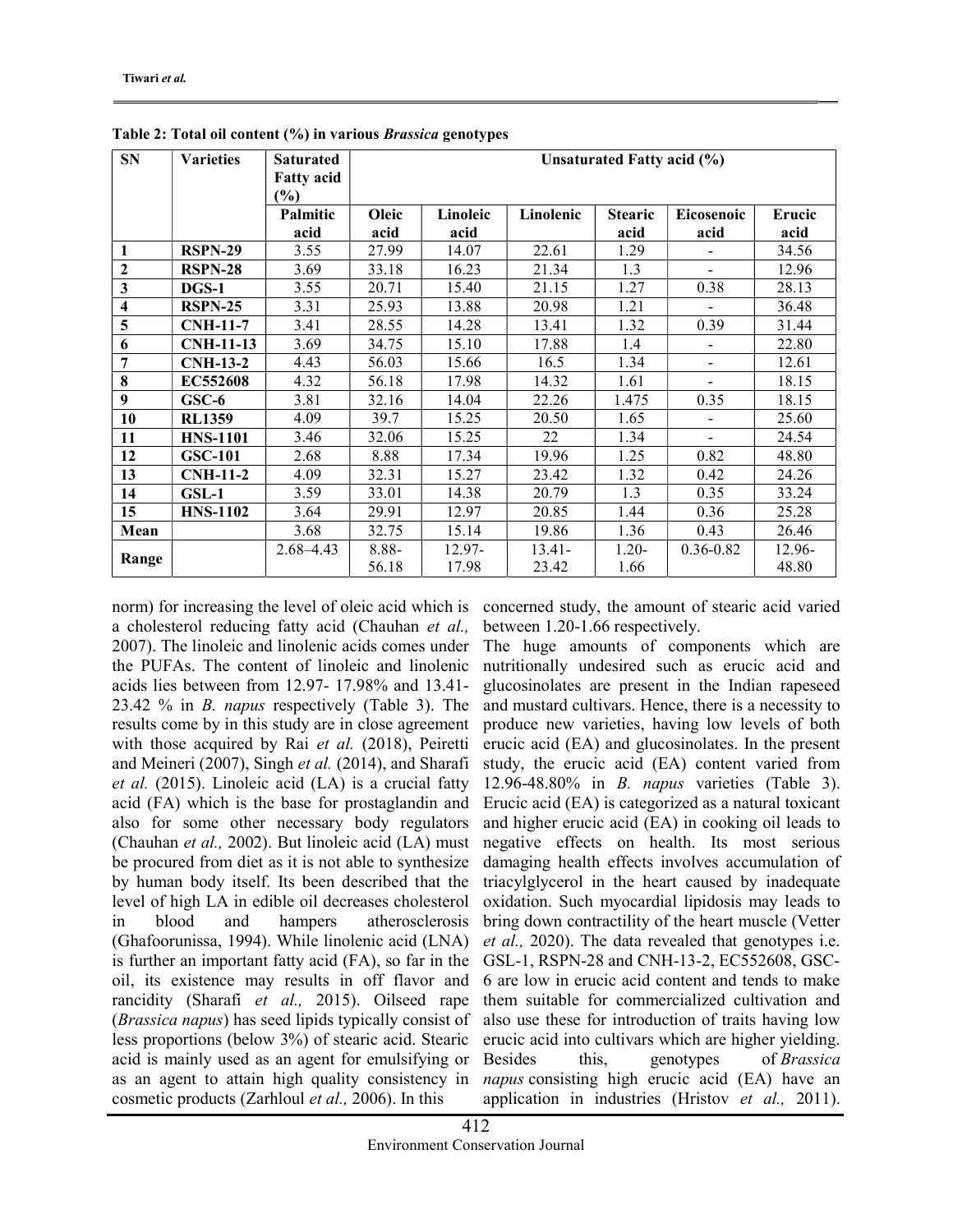**Table 2: Total oil content (%) in various *Brassica* genotypes**

| SN | Varieties | Saturated Fatty acid (%) | Unsaturated Fatty acid (%) | | | | | |
|---|---|---|---|---|---|---|---|---|
| | | Palmitic acid | Oleic acid | Linoleic acid | Linolenic | Stearic acid | Eicosenoic acid | Erucic acid |
| **1** | **RSPN-29** | 3.55 | 27.99 | 14.07 | 22.61 | 1.29 | - | 34.56 |
| **2** | **RSPN-28** | 3.69 | 33.18 | 16.23 | 21.34 | 1.3 | - | 12.96 |
| **3** | **DGS-1** | 3.55 | 20.71 | 15.40 | 21.15 | 1.27 | 0.38 | 28.13 |
| **4** | **RSPN-25** | 3.31 | 25.93 | 13.88 | 20.98 | 1.21 | - | 36.48 |
| **5** | **CNH-11-7** | 3.41 | 28.55 | 14.28 | 13.41 | 1.32 | 0.39 | 31.44 |
| **6** | **CNH-11-13** | 3.69 | 34.75 | 15.10 | 17.88 | 1.4 | - | 22.80 |
| **7** | **CNH-13-2** | 4.43 | 56.03 | 15.66 | 16.5 | 1.34 | - | 12.61 |
| **8** | **EC552608** | 4.32 | 56.18 | 17.98 | 14.32 | 1.61 | - | 18.15 |
| **9** | **GSC-6** | 3.81 | 32.16 | 14.04 | 22.26 | 1.475 | 0.35 | 18.15 |
| **10** | **RL1359** | 4.09 | 39.7 | 15.25 | 20.50 | 1.65 | - | 25.60 |
| **11** | **HNS-1101** | 3.46 | 32.06 | 15.25 | 22 | 1.34 | - | 24.54 |
| **12** | **GSC-101** | 2.68 | 8.88 | 17.34 | 19.96 | 1.25 | 0.82 | 48.80 |
| **13** | **CNH-11-2** | 4.09 | 32.31 | 15.27 | 23.42 | 1.32 | 0.42 | 24.26 |
| **14** | **GSL-1** | 3.59 | 33.01 | 14.38 | 20.79 | 1.3 | 0.35 | 33.24 |
| **15** | **HNS-1102** | 3.64 | 29.91 | 12.97 | 20.85 | 1.44 | 0.36 | 25.28 |
| **Mean** | | 3.68 | 32.75 | 15.14 | 19.86 | 1.36 | 0.43 | 26.46 |
| **Range** | | 2.68–4.43 | 8.88-56.18 | 12.97-17.98 | 13.41-23.42 | 1.20-1.66 | 0.36-0.82 | 12.96-48.80 |

norm) for increasing the level of oleic acid which is a cholesterol reducing fatty acid (Chauhan *et al.,* 2007). The linoleic and linolenic acids comes under the PUFAs. The content of linoleic and linolenic acids lies between from 12.97- 17.98% and 13.41-23.42 % in *B. napus* respectively (Table 3). The results come by in this study are in close agreement with those acquired by Rai *et al.* (2018), Peiretti and Meineri (2007), Singh *et al.* (2014), and Sharafi *et al.* (2015). Linoleic acid (LA) is a crucial fatty acid (FA) which is the base for prostaglandin and also for some other necessary body regulators (Chauhan *et al.,* 2002). But linoleic acid (LA) must be procured from diet as it is not able to synthesize by human body itself. Its been described that the level of high LA in edible oil decreases cholesterol in blood and hampers atherosclerosis (Ghafoorunissa, 1994). While linolenic acid (LNA) is further an important fatty acid (FA), so far in the oil, its existence may results in off flavor and rancidity (Sharafi *et al.,* 2015). Oilseed rape (*Brassica napus*) has seed lipids typically consist of less proportions (below 3%) of stearic acid. Stearic acid is mainly used as an agent for emulsifying or as an agent to attain high quality consistency in cosmetic products (Zarhloul *et al.,* 2006). In this concerned study, the amount of stearic acid varied between 1.20-1.66 respectively.

The huge amounts of components which are nutritionally undesired such as erucic acid and glucosinolates are present in the Indian rapeseed and mustard cultivars. Hence, there is a necessity to produce new varieties, having low levels of both erucic acid (EA) and glucosinolates. In the present study, the erucic acid (EA) content varied from 12.96-48.80% in *B. napus* varieties (Table 3). Erucic acid (EA) is categorized as a natural toxicant and higher erucic acid (EA) in cooking oil leads to negative effects on health. Its most serious damaging health effects involves accumulation of triacylglycerol in the heart caused by inadequate oxidation. Such myocardial lipidosis may leads to bring down contractility of the heart muscle (Vetter *et al.,* 2020). The data revealed that genotypes i.e. GSL-1, RSPN-28 and CNH-13-2, EC552608, GSC-6 are low in erucic acid content and tends to make them suitable for commercialized cultivation and also use these for introduction of traits having low erucic acid into cultivars which are higher yielding. Besides this, genotypes of *Brassica napus* consisting high erucic acid (EA) have an application in industries (Hristov *et al.,* 2011).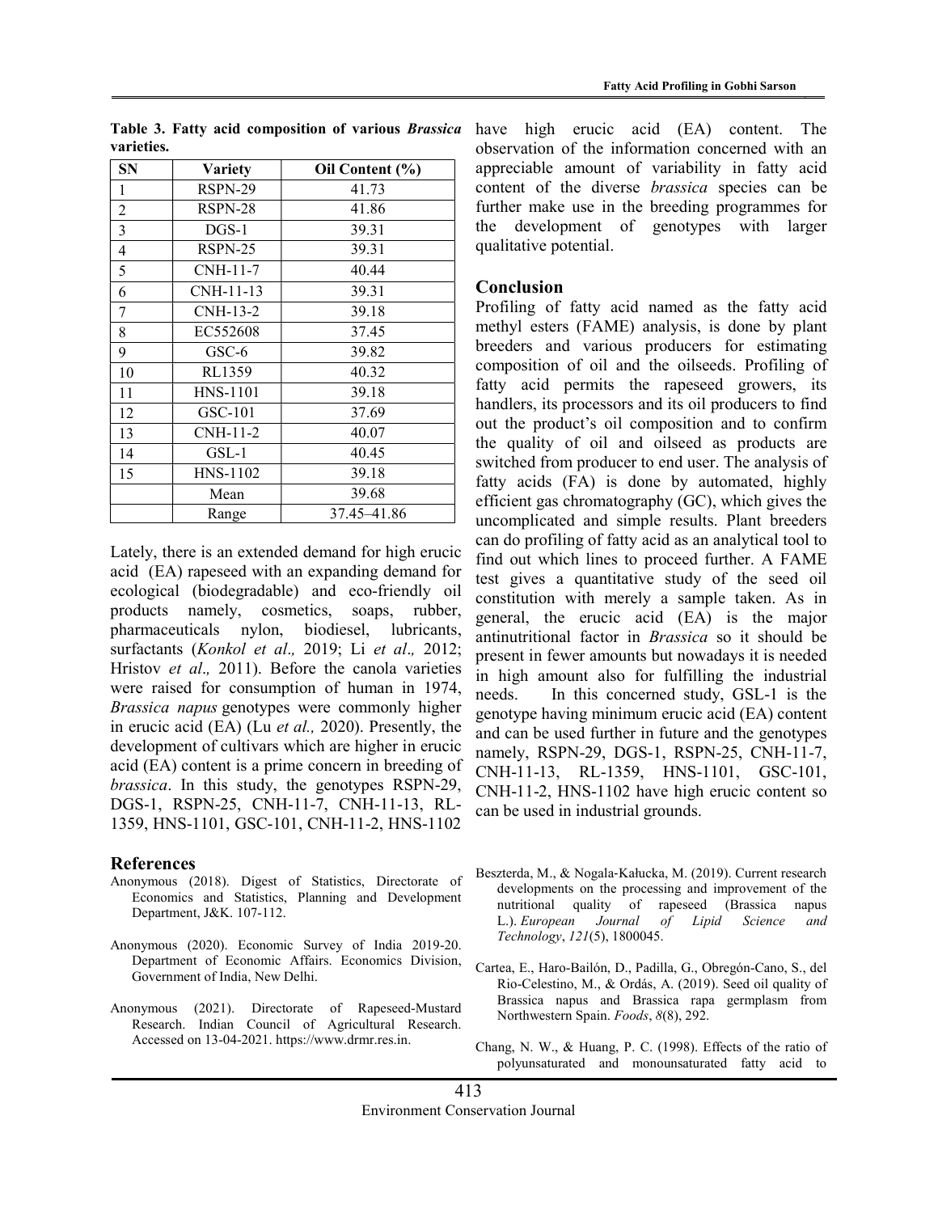**Table 3. Fatty acid composition of various *Brassica* varieties.**

| SN | Variety | Oil Content (%) |
|---|---|---|
| 1 | RSPN-29 | 41.73 |
| 2 | RSPN-28 | 41.86 |
| 3 | DGS-1 | 39.31 |
| 4 | RSPN-25 | 39.31 |
| 5 | CNH-11-7 | 40.44 |
| 6 | CNH-11-13 | 39.31 |
| 7 | CNH-13-2 | 39.18 |
| 8 | EC552608 | 37.45 |
| 9 | GSC-6 | 39.82 |
| 10 | RL1359 | 40.32 |
| 11 | HNS-1101 | 39.18 |
| 12 | GSC-101 | 37.69 |
| 13 | CNH-11-2 | 40.07 |
| 14 | GSL-1 | 40.45 |
| 15 | HNS-1102 | 39.18 |
| | Mean | 39.68 |
| | Range | 37.45–41.86 |

Lately, there is an extended demand for high erucic acid (EA) rapeseed with an expanding demand for ecological (biodegradable) and eco-friendly oil products namely, cosmetics, soaps, rubber, pharmaceuticals nylon, biodiesel, lubricants, surfactants (*Konkol et al.,* 2019; Li *et al.,* 2012; Hristov *et al.,* 2011). Before the canola varieties were raised for consumption of human in 1974, *Brassica napus* genotypes were commonly higher in erucic acid (EA) (Lu *et al.,* 2020). Presently, the development of cultivars which are higher in erucic acid (EA) content is a prime concern in breeding of *brassica*. In this study, the genotypes RSPN-29, DGS-1, RSPN-25, CNH-11-7, CNH-11-13, RL-1359, HNS-1101, GSC-101, CNH-11-2, HNS-1102 have high erucic acid (EA) content. The observation of the information concerned with an appreciable amount of variability in fatty acid content of the diverse *brassica* species can be further make use in the breeding programmes for the development of genotypes with larger qualitative potential.

## Conclusion

Profiling of fatty acid named as the fatty acid methyl esters (FAME) analysis, is done by plant breeders and various producers for estimating composition of oil and the oilseeds. Profiling of fatty acid permits the rapeseed growers, its handlers, its processors and its oil producers to find out the product's oil composition and to confirm the quality of oil and oilseed as products are switched from producer to end user. The analysis of fatty acids (FA) is done by automated, highly efficient gas chromatography (GC), which gives the uncomplicated and simple results. Plant breeders can do profiling of fatty acid as an analytical tool to find out which lines to proceed further. A FAME test gives a quantitative study of the seed oil constitution with merely a sample taken. As in general, the erucic acid (EA) is the major antinutritional factor in *Brassica* so it should be present in fewer amounts but nowadays it is needed in high amount also for fulfilling the industrial needs. In this concerned study, GSL-1 is the genotype having minimum erucic acid (EA) content and can be used further in future and the genotypes namely, RSPN-29, DGS-1, RSPN-25, CNH-11-7, CNH-11-13, RL-1359, HNS-1101, GSC-101, CNH-11-2, HNS-1102 have high erucic content so can be used in industrial grounds.

## References

Anonymous (2018). Digest of Statistics, Directorate of Economics and Statistics, Planning and Development Department, J&K. 107-112.

Anonymous (2020). Economic Survey of India 2019-20. Department of Economic Affairs. Economics Division, Government of India, New Delhi.

Anonymous (2021). Directorate of Rapeseed-Mustard Research. Indian Council of Agricultural Research. Accessed on 13-04-2021. https://www.drmr.res.in.

Beszterda, M., & Nogala‐Kałucka, M. (2019). Current research developments on the processing and improvement of the nutritional quality of rapeseed (Brassica napus L.). *European Journal of Lipid Science and Technology*, *121*(5), 1800045.

Cartea, E., Haro-Bailón, D., Padilla, G., Obregón-Cano, S., del Rio-Celestino, M., & Ordás, A. (2019). Seed oil quality of Brassica napus and Brassica rapa germplasm from Northwestern Spain. *Foods*, *8*(8), 292.

Chang, N. W., & Huang, P. C. (1998). Effects of the ratio of polyunsaturated and monounsaturated fatty acid to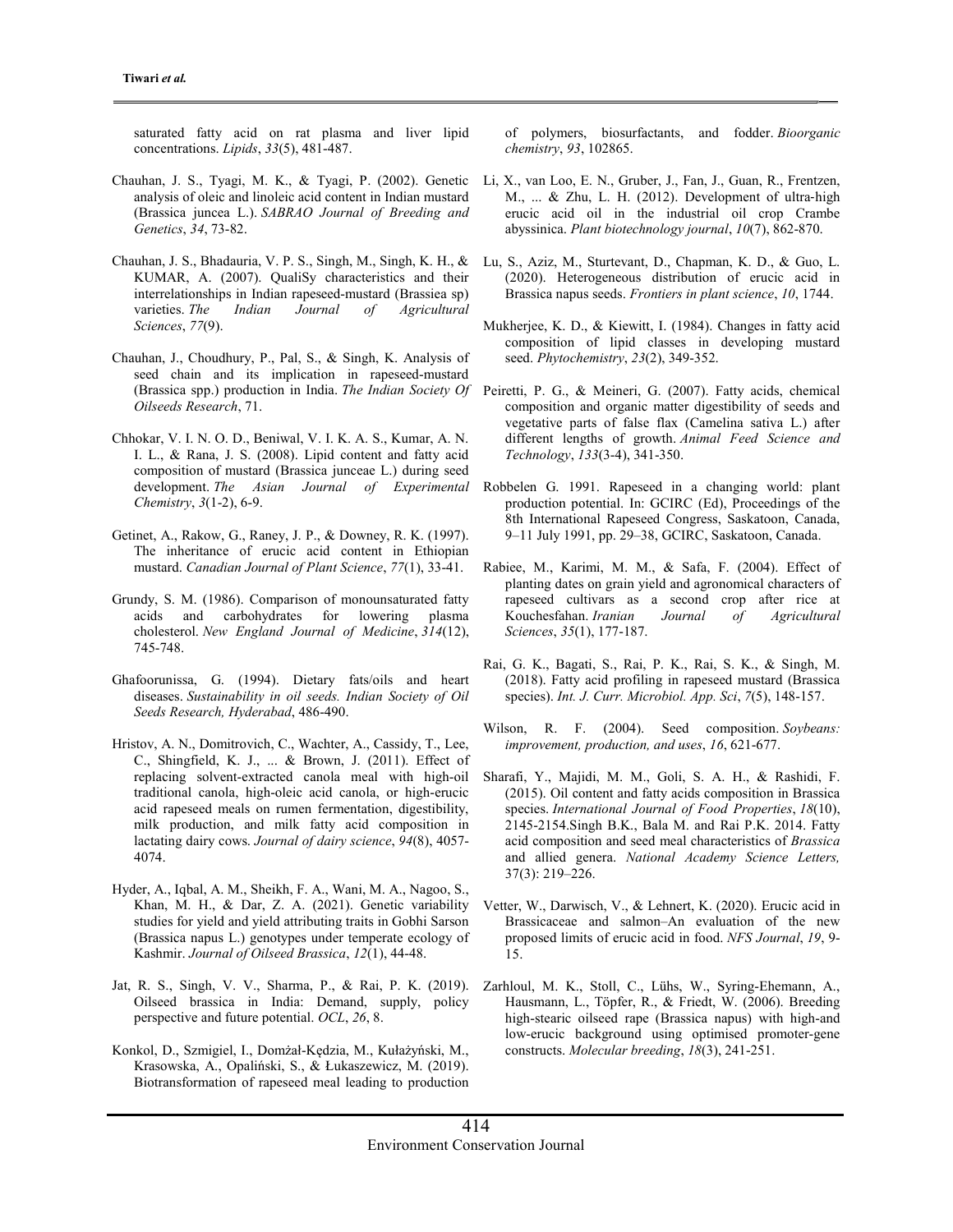saturated fatty acid on rat plasma and liver lipid concentrations. *Lipids*, *33*(5), 481-487.

Chauhan, J. S., Tyagi, M. K., & Tyagi, P. (2002). Genetic analysis of oleic and linoleic acid content in Indian mustard (Brassica juncea L.). *SABRAO Journal of Breeding and Genetics*, *34*, 73-82.

Chauhan, J. S., Bhadauria, V. P. S., Singh, M., Singh, K. H., & KUMAR, A. (2007). QualiSy characteristics and their interrelationships in Indian rapeseed-mustard (Brassiea sp) varieties. *The Indian Journal of Agricultural Sciences*, *77*(9).

Chauhan, J., Choudhury, P., Pal, S., & Singh, K. Analysis of seed chain and its implication in rapeseed-mustard (Brassica spp.) production in India. *The Indian Society Of Oilseeds Research*, 71.

Chhokar, V. I. N. O. D., Beniwal, V. I. K. A. S., Kumar, A. N. I. L., & Rana, J. S. (2008). Lipid content and fatty acid composition of mustard (Brassica junceae L.) during seed development. *The Asian Journal of Experimental Chemistry*, *3*(1-2), 6-9.

Getinet, A., Rakow, G., Raney, J. P., & Downey, R. K. (1997). The inheritance of erucic acid content in Ethiopian mustard. *Canadian Journal of Plant Science*, *77*(1), 33-41.

Grundy, S. M. (1986). Comparison of monounsaturated fatty acids and carbohydrates for lowering plasma cholesterol. *New England Journal of Medicine*, *314*(12), 745-748.

Ghafoorunissa, G. (1994). Dietary fats/oils and heart diseases. *Sustainability in oil seeds. Indian Society of Oil Seeds Research, Hyderabad*, 486-490.

Hristov, A. N., Domitrovich, C., Wachter, A., Cassidy, T., Lee, C., Shingfield, K. J., ... & Brown, J. (2011). Effect of replacing solvent-extracted canola meal with high-oil traditional canola, high-oleic acid canola, or high-erucic acid rapeseed meals on rumen fermentation, digestibility, milk production, and milk fatty acid composition in lactating dairy cows. *Journal of dairy science*, *94*(8), 4057-4074.

Hyder, A., Iqbal, A. M., Sheikh, F. A., Wani, M. A., Nagoo, S., Khan, M. H., & Dar, Z. A. (2021). Genetic variability studies for yield and yield attributing traits in Gobhi Sarson (Brassica napus L.) genotypes under temperate ecology of Kashmir. *Journal of Oilseed Brassica*, *12*(1), 44-48.

Jat, R. S., Singh, V. V., Sharma, P., & Rai, P. K. (2019). Oilseed brassica in India: Demand, supply, policy perspective and future potential. *OCL*, *26*, 8.

Konkol, D., Szmigiel, I., Domżał-Kędzia, M., Kułażyński, M., Krasowska, A., Opaliński, S., & Łukaszewicz, M. (2019). Biotransformation of rapeseed meal leading to production of polymers, biosurfactants, and fodder. *Bioorganic chemistry*, *93*, 102865.

Li, X., van Loo, E. N., Gruber, J., Fan, J., Guan, R., Frentzen, M., ... & Zhu, L. H. (2012). Development of ultra-high erucic acid oil in the industrial oil crop Crambe abyssinica. *Plant biotechnology journal*, *10*(7), 862-870.

Lu, S., Aziz, M., Sturtevant, D., Chapman, K. D., & Guo, L. (2020). Heterogeneous distribution of erucic acid in Brassica napus seeds. *Frontiers in plant science*, *10*, 1744.

Mukherjee, K. D., & Kiewitt, I. (1984). Changes in fatty acid composition of lipid classes in developing mustard seed. *Phytochemistry*, *23*(2), 349-352.

Peiretti, P. G., & Meineri, G. (2007). Fatty acids, chemical composition and organic matter digestibility of seeds and vegetative parts of false flax (Camelina sativa L.) after different lengths of growth. *Animal Feed Science and Technology*, *133*(3-4), 341-350.

Robbelen G. 1991. Rapeseed in a changing world: plant production potential. In: GCIRC (Ed), Proceedings of the 8th International Rapeseed Congress, Saskatoon, Canada, 9–11 July 1991, pp. 29–38, GCIRC, Saskatoon, Canada.

Rabiee, M., Karimi, M. M., & Safa, F. (2004). Effect of planting dates on grain yield and agronomical characters of rapeseed cultivars as a second crop after rice at Kouchesfahan. *Iranian Journal of Agricultural Sciences*, *35*(1), 177-187.

Rai, G. K., Bagati, S., Rai, P. K., Rai, S. K., & Singh, M. (2018). Fatty acid profiling in rapeseed mustard (Brassica species). *Int. J. Curr. Microbiol. App. Sci*, *7*(5), 148-157.

Wilson, R. F. (2004). Seed composition. *Soybeans: improvement, production, and uses*, *16*, 621-677.

Sharafi, Y., Majidi, M. M., Goli, S. A. H., & Rashidi, F. (2015). Oil content and fatty acids composition in Brassica species. *International Journal of Food Properties*, *18*(10), 2145-2154.Singh B.K., Bala M. and Rai P.K. 2014. Fatty acid composition and seed meal characteristics of *Brassica* and allied genera. *National Academy Science Letters,* 37(3): 219–226.

Vetter, W., Darwisch, V., & Lehnert, K. (2020). Erucic acid in Brassicaceae and salmon–An evaluation of the new proposed limits of erucic acid in food. *NFS Journal*, *19*, 9-15.

Zarhloul, M. K., Stoll, C., Lühs, W., Syring-Ehemann, A., Hausmann, L., Töpfer, R., & Friedt, W. (2006). Breeding high-stearic oilseed rape (Brassica napus) with high-and low-erucic background using optimised promoter-gene constructs. *Molecular breeding*, *18*(3), 241-251.